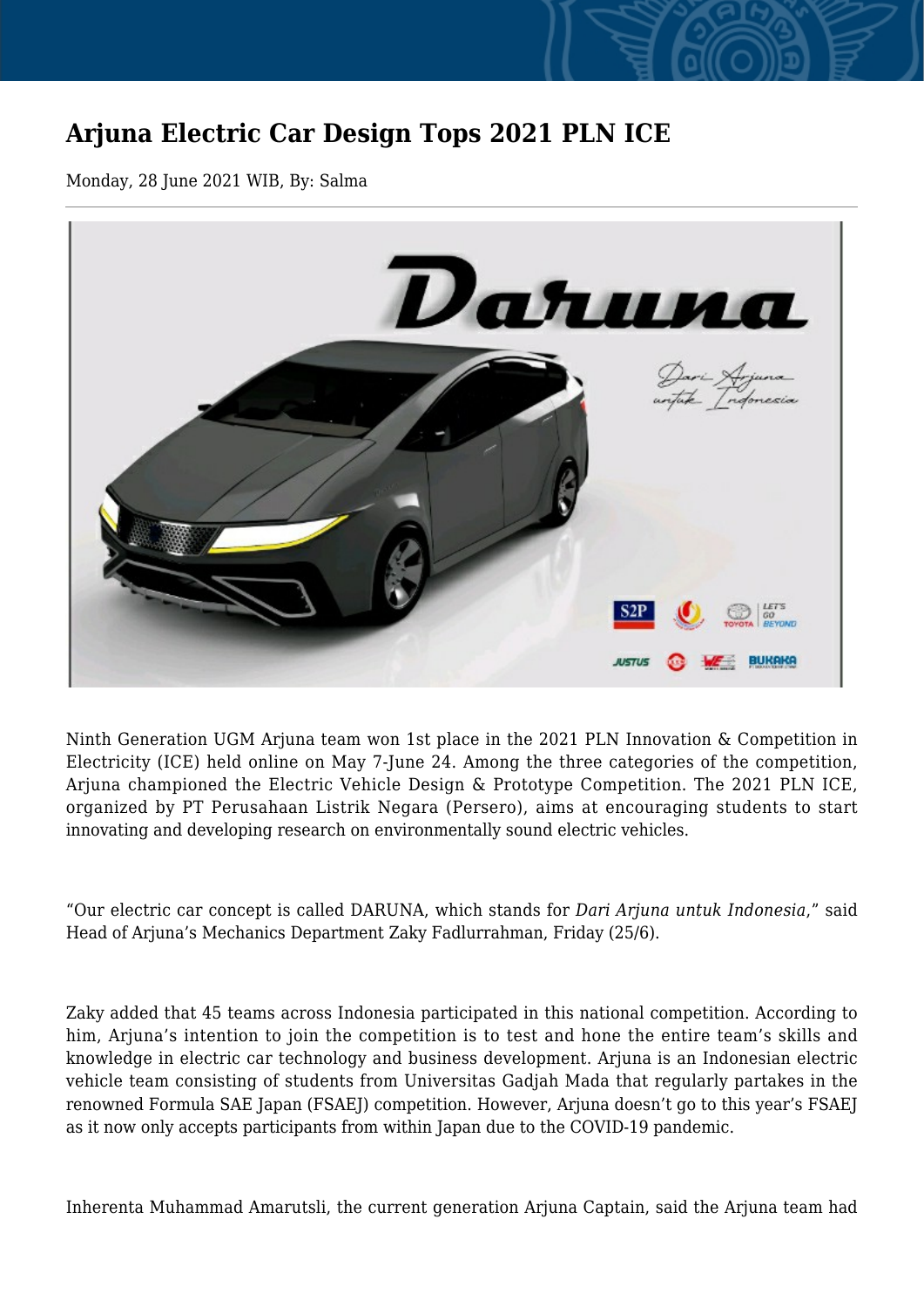# Arjuna Electric Car Design Tops 2021 PLN ICE

Monday, 28 June 2021 WIB, By: Salma

Ninth Generation UGM Arjuna team won 1st place in the 2021 PLN Innovation & Competition in Electricity (ICE) held online on May 7-June 24. Among the three categories of the competition, Arjuna championed the Electric Vehicle Design & Prototype Competition. The 2021 PLN ICE, organized by PT Perusahaan Listrik Negara (Persero), aims at encouraging students to start innovating and developing research on environmentally sound electric vehicles.

“Our electric car concept is called DARUNA, which stands for *Dari Arjuna untuk Indonesia*,” said Head of Arjuna’s Mechanics Department Zaky Fadlurrahman, Friday (25/6).

Zaky added that 45 teams across Indonesia participated in this national competition. According to him, Arjuna’s intention to join the competition is to test and hone the entire team’s skills and knowledge in electric car technology and business development. Arjuna is an Indonesian electric vehicle team consisting of students from Universitas Gadjah Mada that regularly partakes in the renowned Formula SAE Japan (FSAEJ) competition. However, Arjuna doesn’t go to this year’s FSAEJ as it now only accepts participants from within Japan due to the COVID-19 pandemic.

Inherenta Muhammad Amarutsli, the current generation Arjuna Captain, said the Arjuna team had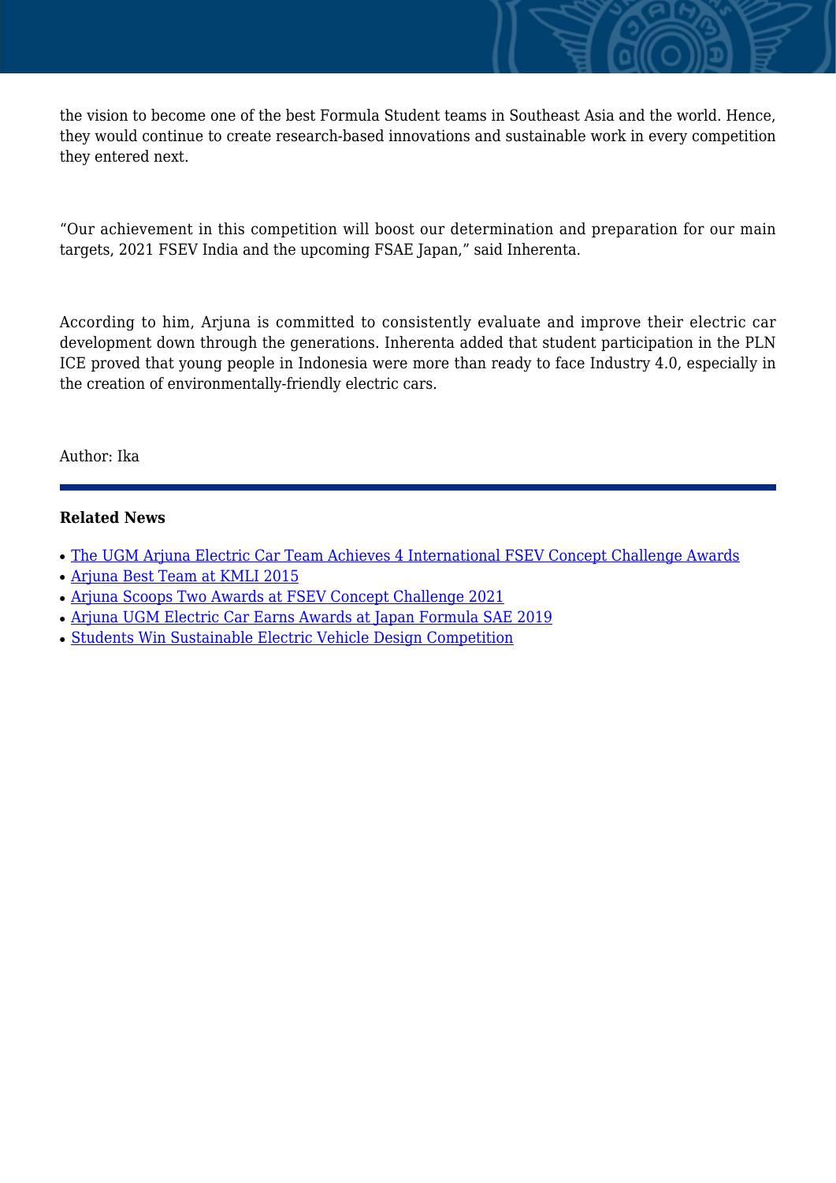the vision to become one of the best Formula Student teams in Southeast Asia and the world. Hence, they would continue to create research-based innovations and sustainable work in every competition they entered next.

“Our achievement in this competition will boost our determination and preparation for our main targets, 2021 FSEV India and the upcoming FSAE Japan,” said Inherenta.

According to him, Arjuna is committed to consistently evaluate and improve their electric car development down through the generations. Inherenta added that student participation in the PLN ICE proved that young people in Indonesia were more than ready to face Industry 4.0, especially in the creation of environmentally-friendly electric cars.

Author: Ika

---

**Related News**

- The UGM Arjuna Electric Car Team Achieves 4 International FSEV Concept Challenge Awards
- Arjuna Best Team at KMLI 2015
- Arjuna Scoops Two Awards at FSEV Concept Challenge 2021
- Arjuna UGM Electric Car Earns Awards at Japan Formula SAE 2019
- Students Win Sustainable Electric Vehicle Design Competition